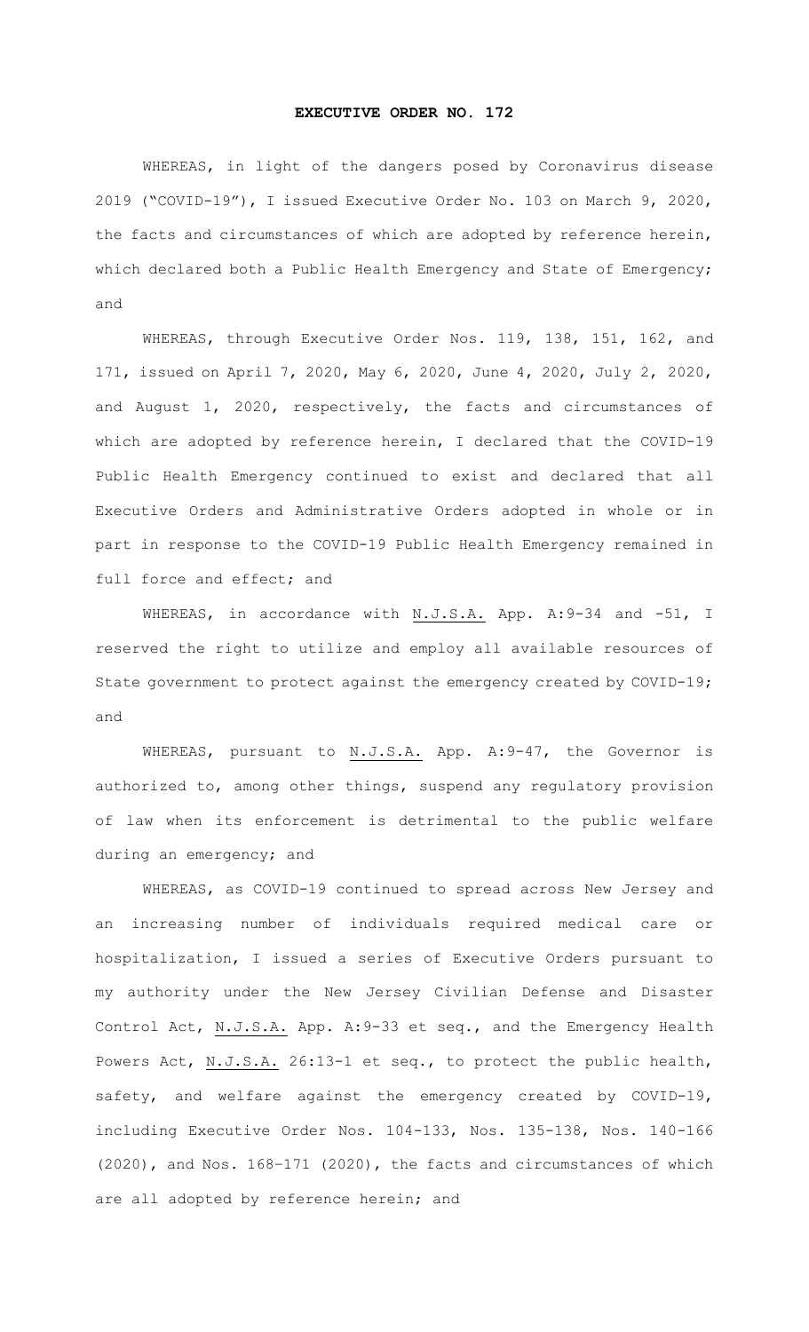# EXECUTIVE ORDER NO. 172

WHEREAS, in light of the dangers posed by Coronavirus disease 2019 ("COVID-19"), I issued Executive Order No. 103 on March 9, 2020, the facts and circumstances of which are adopted by reference herein, which declared both a Public Health Emergency and State of Emergency; and

WHEREAS, through Executive Order Nos. 119, 138, 151, 162, and 171, issued on April 7, 2020, May 6, 2020, June 4, 2020, July 2, 2020, and August 1, 2020, respectively, the facts and circumstances of which are adopted by reference herein, I declared that the COVID-19 Public Health Emergency continued to exist and declared that all Executive Orders and Administrative Orders adopted in whole or in part in response to the COVID-19 Public Health Emergency remained in full force and effect; and

WHEREAS, in accordance with N.J.S.A. App. A:9-34 and -51, I reserved the right to utilize and employ all available resources of State government to protect against the emergency created by COVID-19; and

WHEREAS, pursuant to N.J.S.A. App. A:9-47, the Governor is authorized to, among other things, suspend any regulatory provision of law when its enforcement is detrimental to the public welfare during an emergency; and

WHEREAS, as COVID-19 continued to spread across New Jersey and an increasing number of individuals required medical care or hospitalization, I issued a series of Executive Orders pursuant to my authority under the New Jersey Civilian Defense and Disaster Control Act, N.J.S.A. App. A:9-33 et seq., and the Emergency Health Powers Act, N.J.S.A. 26:13-1 et seq., to protect the public health, safety, and welfare against the emergency created by COVID-19, including Executive Order Nos. 104-133, Nos. 135-138, Nos. 140-166 (2020), and Nos. 168–171 (2020), the facts and circumstances of which are all adopted by reference herein; and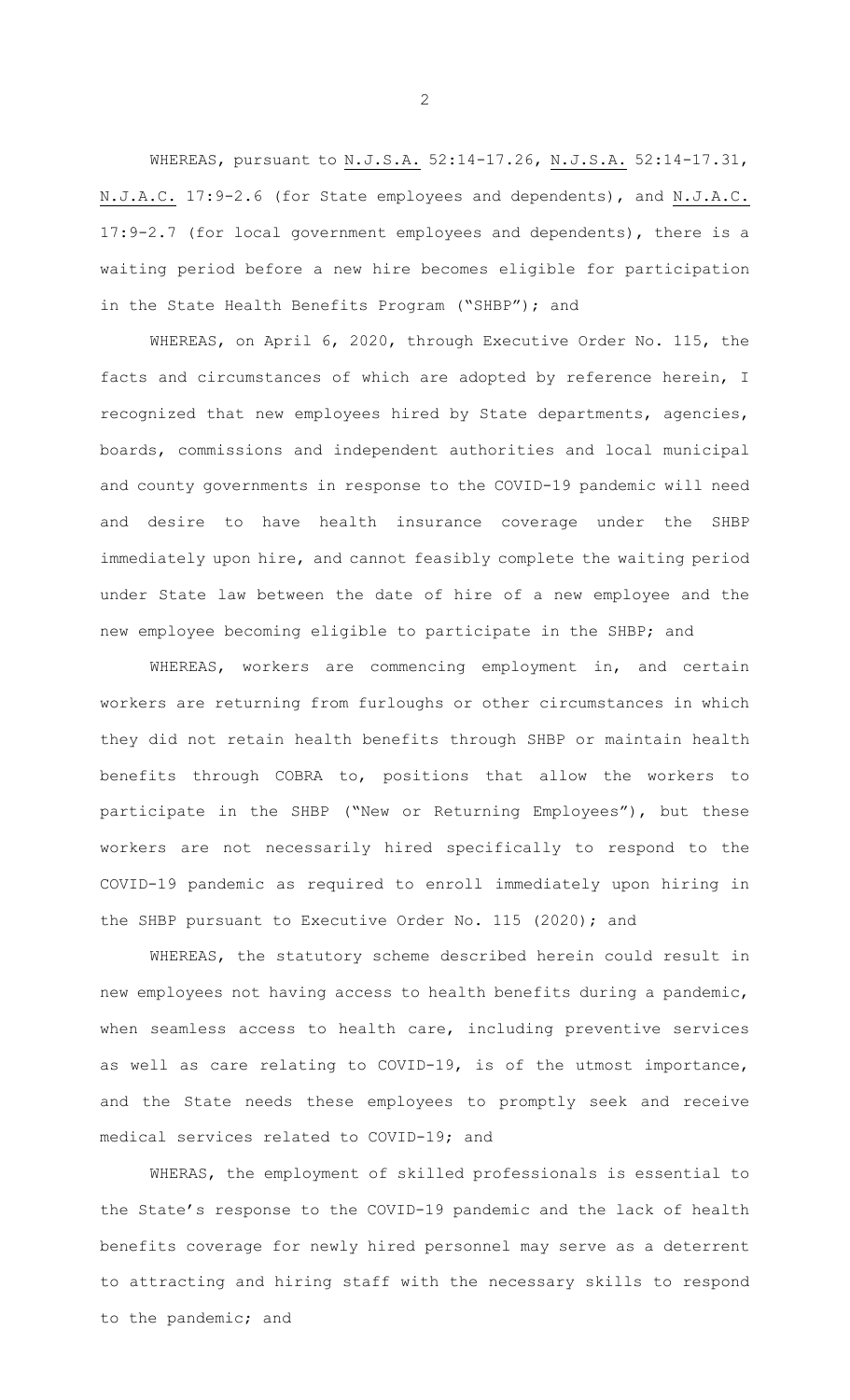WHEREAS, pursuant to N.J.S.A. 52:14-17.26, N.J.S.A. 52:14-17.31, N.J.A.C. 17:9-2.6 (for State employees and dependents), and N.J.A.C. 17:9-2.7 (for local government employees and dependents), there is a waiting period before a new hire becomes eligible for participation in the State Health Benefits Program ("SHBP"); and

WHEREAS, on April 6, 2020, through Executive Order No. 115, the facts and circumstances of which are adopted by reference herein, I recognized that new employees hired by State departments, agencies, boards, commissions and independent authorities and local municipal and county governments in response to the COVID-19 pandemic will need and desire to have health insurance coverage under the SHBP immediately upon hire, and cannot feasibly complete the waiting period under State law between the date of hire of a new employee and the new employee becoming eligible to participate in the SHBP; and

WHEREAS, workers are commencing employment in, and certain workers are returning from furloughs or other circumstances in which they did not retain health benefits through SHBP or maintain health benefits through COBRA to, positions that allow the workers to participate in the SHBP ("New or Returning Employees"), but these workers are not necessarily hired specifically to respond to the COVID-19 pandemic as required to enroll immediately upon hiring in the SHBP pursuant to Executive Order No. 115 (2020); and

WHEREAS, the statutory scheme described herein could result in new employees not having access to health benefits during a pandemic, when seamless access to health care, including preventive services as well as care relating to COVID-19, is of the utmost importance, and the State needs these employees to promptly seek and receive medical services related to COVID-19; and

WHERAS, the employment of skilled professionals is essential to the State's response to the COVID-19 pandemic and the lack of health benefits coverage for newly hired personnel may serve as a deterrent to attracting and hiring staff with the necessary skills to respond to the pandemic; and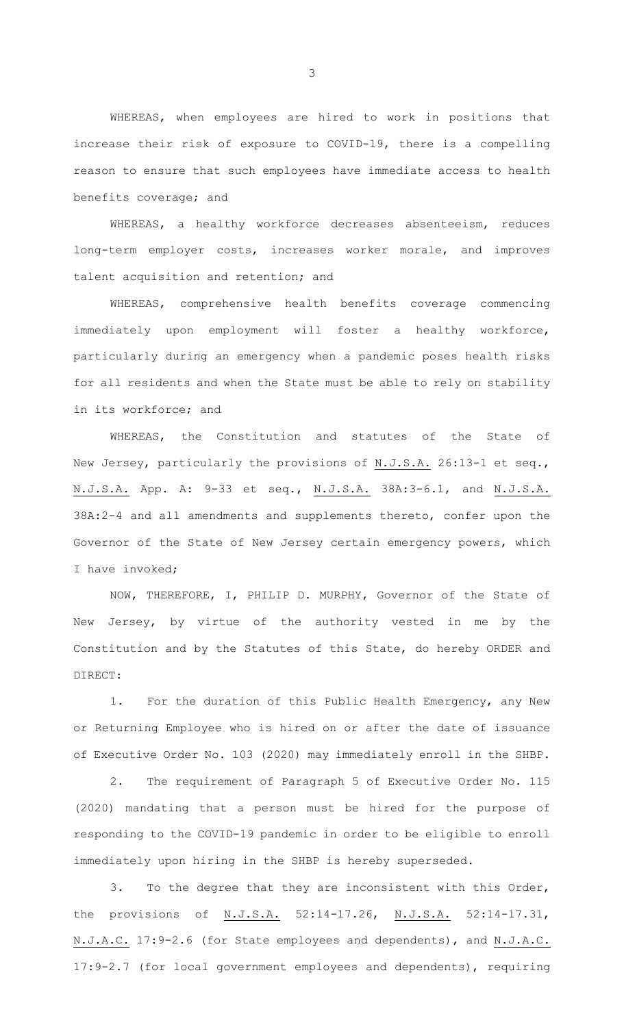WHEREAS, when employees are hired to work in positions that increase their risk of exposure to COVID-19, there is a compelling reason to ensure that such employees have immediate access to health benefits coverage; and

WHEREAS, a healthy workforce decreases absenteeism, reduces long-term employer costs, increases worker morale, and improves talent acquisition and retention; and

WHEREAS, comprehensive health benefits coverage commencing immediately upon employment will foster a healthy workforce, particularly during an emergency when a pandemic poses health risks for all residents and when the State must be able to rely on stability in its workforce; and

WHEREAS, the Constitution and statutes of the State of New Jersey, particularly the provisions of N.J.S.A. 26:13-1 et seq., N.J.S.A. App. A: 9-33 et seq., N.J.S.A. 38A:3-6.1, and N.J.S.A. 38A:2-4 and all amendments and supplements thereto, confer upon the Governor of the State of New Jersey certain emergency powers, which I have invoked;

NOW, THEREFORE, I, PHILIP D. MURPHY, Governor of the State of New Jersey, by virtue of the authority vested in me by the Constitution and by the Statutes of this State, do hereby ORDER and DIRECT:

1. For the duration of this Public Health Emergency, any New or Returning Employee who is hired on or after the date of issuance of Executive Order No. 103 (2020) may immediately enroll in the SHBP.

2. The requirement of Paragraph 5 of Executive Order No. 115 (2020) mandating that a person must be hired for the purpose of responding to the COVID-19 pandemic in order to be eligible to enroll immediately upon hiring in the SHBP is hereby superseded.

3. To the degree that they are inconsistent with this Order, the provisions of N.J.S.A. 52:14-17.26, N.J.S.A. 52:14-17.31, N.J.A.C. 17:9-2.6 (for State employees and dependents), and N.J.A.C. 17:9-2.7 (for local government employees and dependents), requiring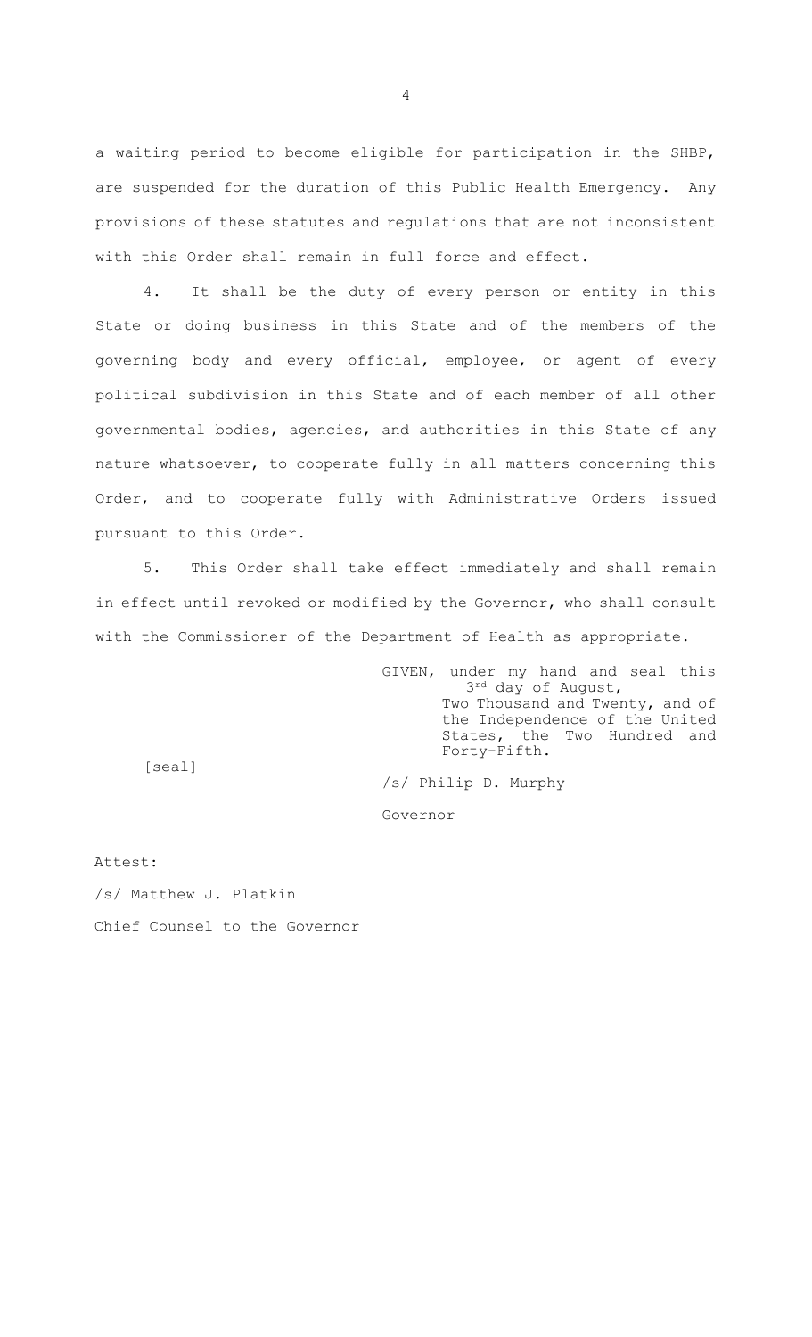a waiting period to become eligible for participation in the SHBP, are suspended for the duration of this Public Health Emergency. Any provisions of these statutes and regulations that are not inconsistent with this Order shall remain in full force and effect.

4. It shall be the duty of every person or entity in this State or doing business in this State and of the members of the governing body and every official, employee, or agent of every political subdivision in this State and of each member of all other governmental bodies, agencies, and authorities in this State of any nature whatsoever, to cooperate fully in all matters concerning this Order, and to cooperate fully with Administrative Orders issued pursuant to this Order.

5. This Order shall take effect immediately and shall remain in effect until revoked or modified by the Governor, who shall consult with the Commissioner of the Department of Health as appropriate.

GIVEN, under my hand and seal this 3rd day of August, Two Thousand and Twenty, and of the Independence of the United States, the Two Hundred and Forty-Fifth.

[seal]

/s/ Philip D. Murphy

Governor

Attest:

/s/ Matthew J. Platkin

Chief Counsel to the Governor